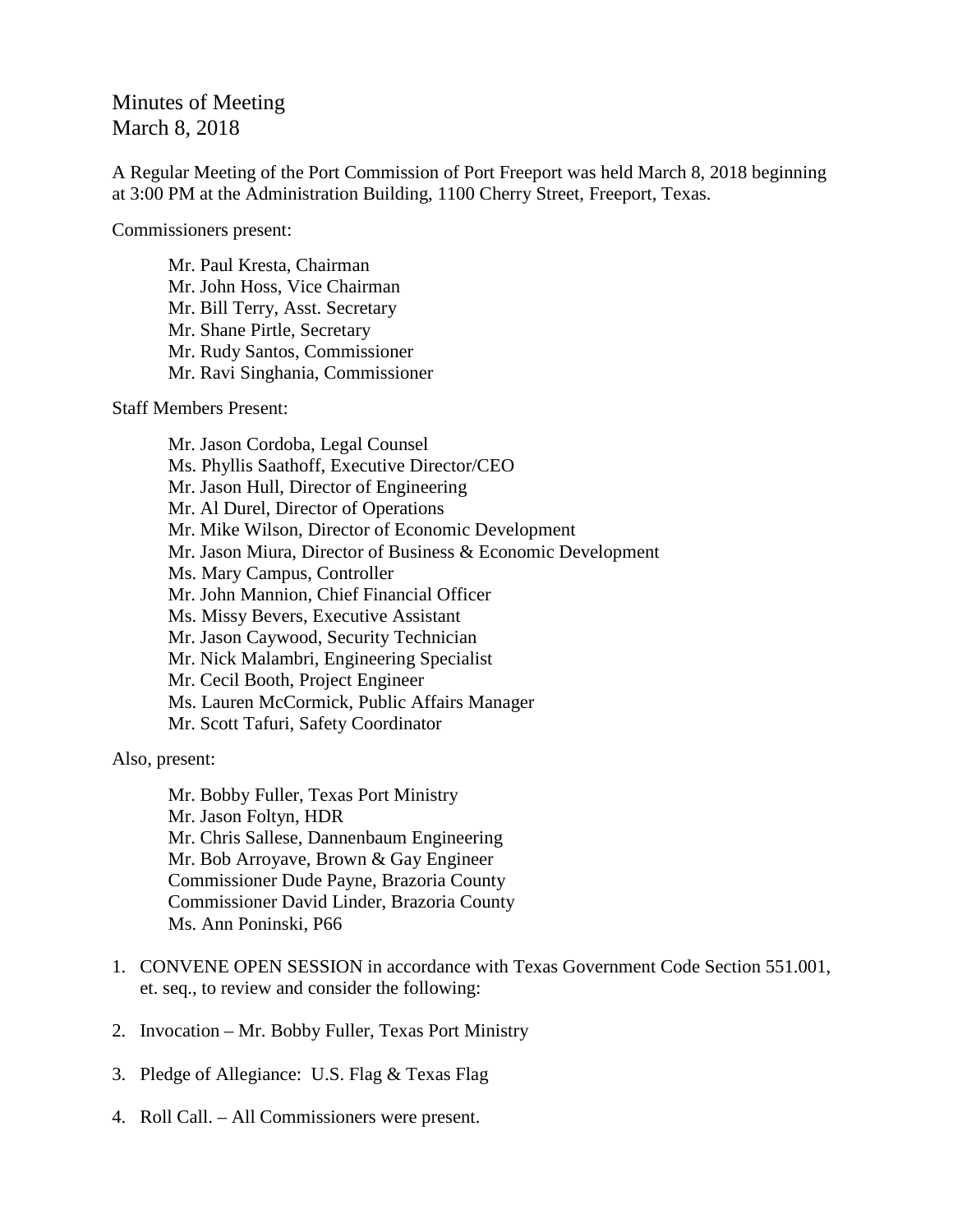# Minutes of Meeting
March 8, 2018

A Regular Meeting of the Port Commission of Port Freeport was held March 8, 2018 beginning at 3:00 PM at the Administration Building, 1100 Cherry Street, Freeport, Texas.

Commissioners present:

Mr. Paul Kresta, Chairman
Mr. John Hoss, Vice Chairman
Mr. Bill Terry, Asst. Secretary
Mr. Shane Pirtle, Secretary
Mr. Rudy Santos, Commissioner
Mr. Ravi Singhania, Commissioner

Staff Members Present:

Mr. Jason Cordoba, Legal Counsel
Ms. Phyllis Saathoff, Executive Director/CEO
Mr. Jason Hull, Director of Engineering
Mr. Al Durel, Director of Operations
Mr. Mike Wilson, Director of Economic Development
Mr. Jason Miura, Director of Business & Economic Development
Ms. Mary Campus, Controller
Mr. John Mannion, Chief Financial Officer
Ms. Missy Bevers, Executive Assistant
Mr. Jason Caywood, Security Technician
Mr. Nick Malambri, Engineering Specialist
Mr. Cecil Booth, Project Engineer
Ms. Lauren McCormick, Public Affairs Manager
Mr. Scott Tafuri, Safety Coordinator

Also, present:

Mr. Bobby Fuller, Texas Port Ministry
Mr. Jason Foltyn, HDR
Mr. Chris Sallese, Dannenbaum Engineering
Mr. Bob Arroyave, Brown & Gay Engineer
Commissioner Dude Payne, Brazoria County
Commissioner David Linder, Brazoria County
Ms. Ann Poninski, P66

1. CONVENE OPEN SESSION in accordance with Texas Government Code Section 551.001, et. seq., to review and consider the following:

2. Invocation – Mr. Bobby Fuller, Texas Port Ministry

3. Pledge of Allegiance: U.S. Flag & Texas Flag

4. Roll Call. – All Commissioners were present.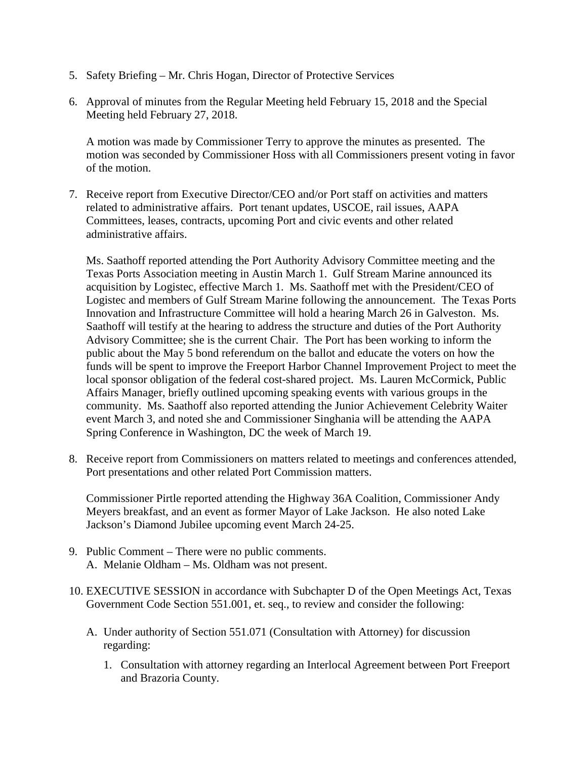5. Safety Briefing – Mr. Chris Hogan, Director of Protective Services

6. Approval of minutes from the Regular Meeting held February 15, 2018 and the Special Meeting held February 27, 2018.

   A motion was made by Commissioner Terry to approve the minutes as presented. The motion was seconded by Commissioner Hoss with all Commissioners present voting in favor of the motion.

7. Receive report from Executive Director/CEO and/or Port staff on activities and matters related to administrative affairs. Port tenant updates, USCOE, rail issues, AAPA Committees, leases, contracts, upcoming Port and civic events and other related administrative affairs.

   Ms. Saathoff reported attending the Port Authority Advisory Committee meeting and the Texas Ports Association meeting in Austin March 1. Gulf Stream Marine announced its acquisition by Logistec, effective March 1. Ms. Saathoff met with the President/CEO of Logistec and members of Gulf Stream Marine following the announcement. The Texas Ports Innovation and Infrastructure Committee will hold a hearing March 26 in Galveston. Ms. Saathoff will testify at the hearing to address the structure and duties of the Port Authority Advisory Committee; she is the current Chair. The Port has been working to inform the public about the May 5 bond referendum on the ballot and educate the voters on how the funds will be spent to improve the Freeport Harbor Channel Improvement Project to meet the local sponsor obligation of the federal cost-shared project. Ms. Lauren McCormick, Public Affairs Manager, briefly outlined upcoming speaking events with various groups in the community. Ms. Saathoff also reported attending the Junior Achievement Celebrity Waiter event March 3, and noted she and Commissioner Singhania will be attending the AAPA Spring Conference in Washington, DC the week of March 19.

8. Receive report from Commissioners on matters related to meetings and conferences attended, Port presentations and other related Port Commission matters.

   Commissioner Pirtle reported attending the Highway 36A Coalition, Commissioner Andy Meyers breakfast, and an event as former Mayor of Lake Jackson. He also noted Lake Jackson's Diamond Jubilee upcoming event March 24-25.

9. Public Comment – There were no public comments.
   A. Melanie Oldham – Ms. Oldham was not present.

10. EXECUTIVE SESSION in accordance with Subchapter D of the Open Meetings Act, Texas Government Code Section 551.001, et. seq., to review and consider the following:

    A. Under authority of Section 551.071 (Consultation with Attorney) for discussion regarding:

       1. Consultation with attorney regarding an Interlocal Agreement between Port Freeport and Brazoria County.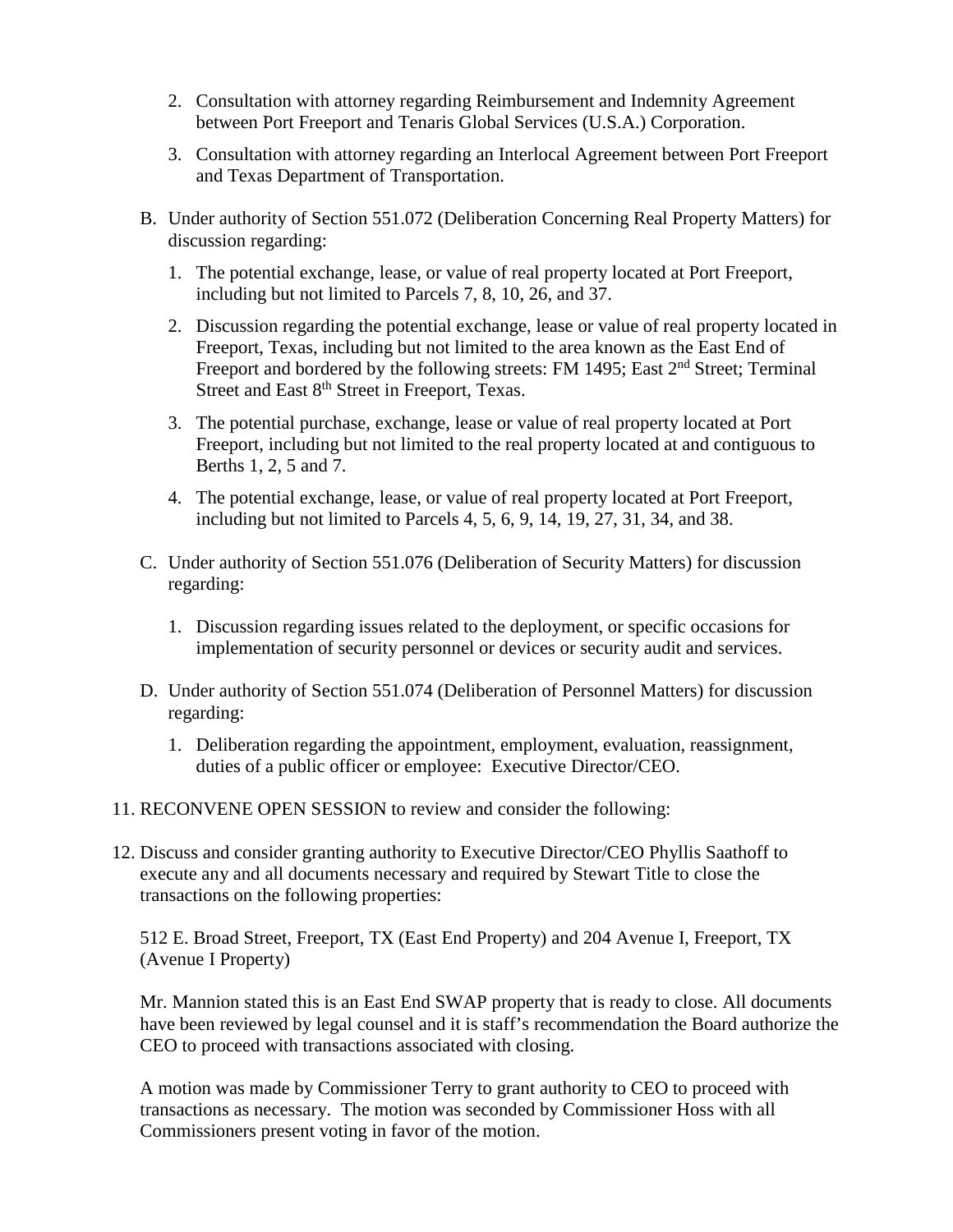2. Consultation with attorney regarding Reimbursement and Indemnity Agreement between Port Freeport and Tenaris Global Services (U.S.A.) Corporation.

3. Consultation with attorney regarding an Interlocal Agreement between Port Freeport and Texas Department of Transportation.

B. Under authority of Section 551.072 (Deliberation Concerning Real Property Matters) for discussion regarding:

1. The potential exchange, lease, or value of real property located at Port Freeport, including but not limited to Parcels 7, 8, 10, 26, and 37.

2. Discussion regarding the potential exchange, lease or value of real property located in Freeport, Texas, including but not limited to the area known as the East End of Freeport and bordered by the following streets: FM 1495; East 2nd Street; Terminal Street and East 8th Street in Freeport, Texas.

3. The potential purchase, exchange, lease or value of real property located at Port Freeport, including but not limited to the real property located at and contiguous to Berths 1, 2, 5 and 7.

4. The potential exchange, lease, or value of real property located at Port Freeport, including but not limited to Parcels 4, 5, 6, 9, 14, 19, 27, 31, 34, and 38.

C. Under authority of Section 551.076 (Deliberation of Security Matters) for discussion regarding:

1. Discussion regarding issues related to the deployment, or specific occasions for implementation of security personnel or devices or security audit and services.

D. Under authority of Section 551.074 (Deliberation of Personnel Matters) for discussion regarding:

1. Deliberation regarding the appointment, employment, evaluation, reassignment, duties of a public officer or employee: Executive Director/CEO.

11. RECONVENE OPEN SESSION to review and consider the following:

12. Discuss and consider granting authority to Executive Director/CEO Phyllis Saathoff to execute any and all documents necessary and required by Stewart Title to close the transactions on the following properties:

512 E. Broad Street, Freeport, TX (East End Property) and 204 Avenue I, Freeport, TX (Avenue I Property)

Mr. Mannion stated this is an East End SWAP property that is ready to close. All documents have been reviewed by legal counsel and it is staff's recommendation the Board authorize the CEO to proceed with transactions associated with closing.

A motion was made by Commissioner Terry to grant authority to CEO to proceed with transactions as necessary. The motion was seconded by Commissioner Hoss with all Commissioners present voting in favor of the motion.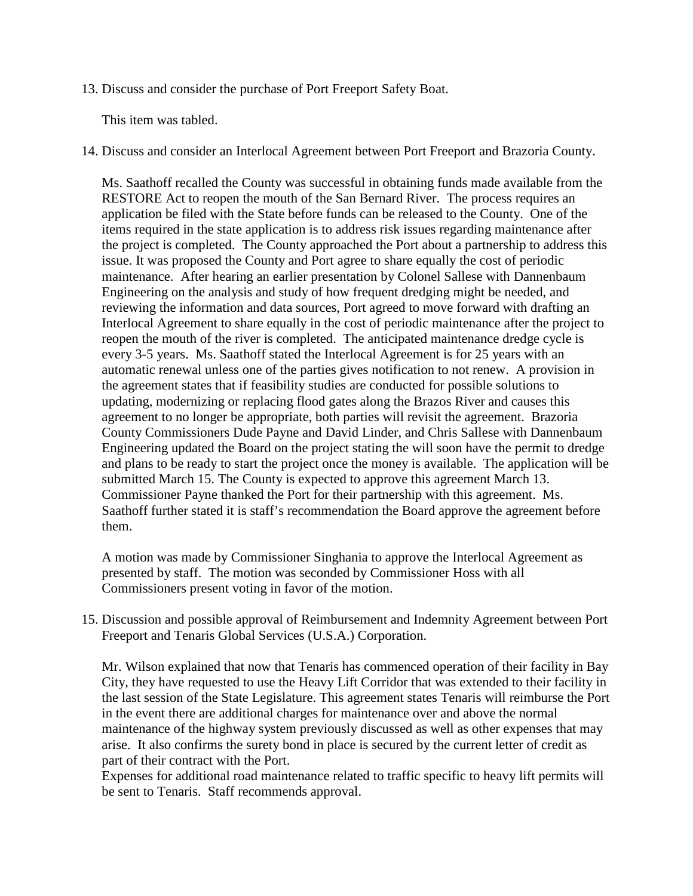13. Discuss and consider the purchase of Port Freeport Safety Boat.

    This item was tabled.

14. Discuss and consider an Interlocal Agreement between Port Freeport and Brazoria County.

    Ms. Saathoff recalled the County was successful in obtaining funds made available from the RESTORE Act to reopen the mouth of the San Bernard River. The process requires an application be filed with the State before funds can be released to the County. One of the items required in the state application is to address risk issues regarding maintenance after the project is completed. The County approached the Port about a partnership to address this issue. It was proposed the County and Port agree to share equally the cost of periodic maintenance. After hearing an earlier presentation by Colonel Sallese with Dannenbaum Engineering on the analysis and study of how frequent dredging might be needed, and reviewing the information and data sources, Port agreed to move forward with drafting an Interlocal Agreement to share equally in the cost of periodic maintenance after the project to reopen the mouth of the river is completed. The anticipated maintenance dredge cycle is every 3-5 years. Ms. Saathoff stated the Interlocal Agreement is for 25 years with an automatic renewal unless one of the parties gives notification to not renew. A provision in the agreement states that if feasibility studies are conducted for possible solutions to updating, modernizing or replacing flood gates along the Brazos River and causes this agreement to no longer be appropriate, both parties will revisit the agreement. Brazoria County Commissioners Dude Payne and David Linder, and Chris Sallese with Dannenbaum Engineering updated the Board on the project stating the will soon have the permit to dredge and plans to be ready to start the project once the money is available. The application will be submitted March 15. The County is expected to approve this agreement March 13. Commissioner Payne thanked the Port for their partnership with this agreement. Ms. Saathoff further stated it is staff's recommendation the Board approve the agreement before them.

    A motion was made by Commissioner Singhania to approve the Interlocal Agreement as presented by staff. The motion was seconded by Commissioner Hoss with all Commissioners present voting in favor of the motion.

15. Discussion and possible approval of Reimbursement and Indemnity Agreement between Port Freeport and Tenaris Global Services (U.S.A.) Corporation.

    Mr. Wilson explained that now that Tenaris has commenced operation of their facility in Bay City, they have requested to use the Heavy Lift Corridor that was extended to their facility in the last session of the State Legislature. This agreement states Tenaris will reimburse the Port in the event there are additional charges for maintenance over and above the normal maintenance of the highway system previously discussed as well as other expenses that may arise. It also confirms the surety bond in place is secured by the current letter of credit as part of their contract with the Port.
    Expenses for additional road maintenance related to traffic specific to heavy lift permits will be sent to Tenaris. Staff recommends approval.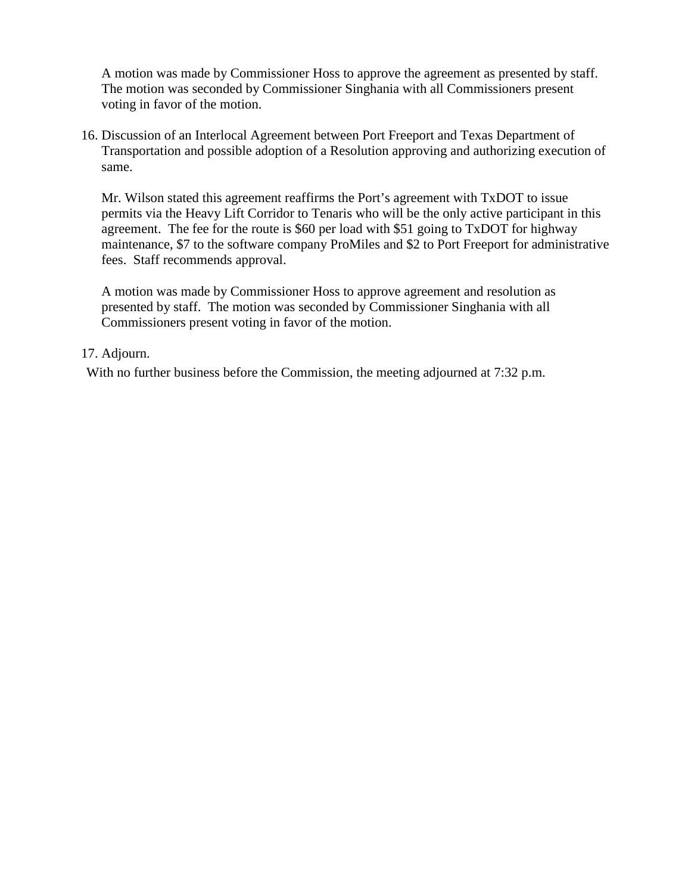A motion was made by Commissioner Hoss to approve the agreement as presented by staff. The motion was seconded by Commissioner Singhania with all Commissioners present voting in favor of the motion.

16. Discussion of an Interlocal Agreement between Port Freeport and Texas Department of Transportation and possible adoption of a Resolution approving and authorizing execution of same.

    Mr. Wilson stated this agreement reaffirms the Port's agreement with TxDOT to issue permits via the Heavy Lift Corridor to Tenaris who will be the only active participant in this agreement. The fee for the route is $60 per load with $51 going to TxDOT for highway maintenance, $7 to the software company ProMiles and $2 to Port Freeport for administrative fees. Staff recommends approval.

    A motion was made by Commissioner Hoss to approve agreement and resolution as presented by staff. The motion was seconded by Commissioner Singhania with all Commissioners present voting in favor of the motion.

17. Adjourn.

With no further business before the Commission, the meeting adjourned at 7:32 p.m.